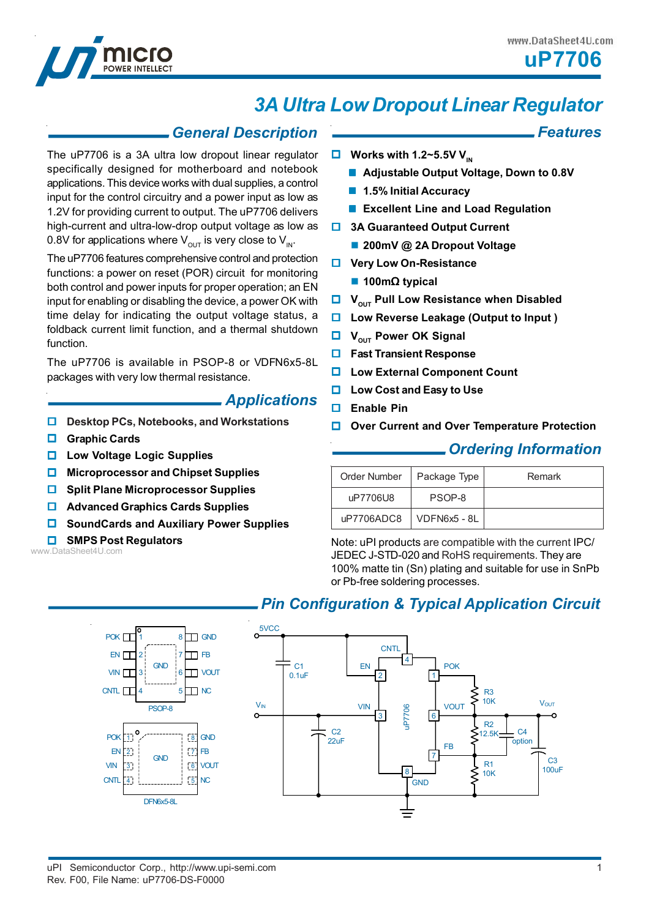# uP7706

## 3A Ultra Low Dropout Linear Regulator

### General Description

The uP7706 is a 3A ultra low dropout linear regulator specifically designed for motherboard and notebook applications. This device works with dual supplies, a control input for the control circuitry and a power input as low as 1.2V for providing current to output. The uP7706 delivers high-current and ultra-low-drop output voltage as low as 0.8V for applications where $V_{OUT}$ is very close to $V_{IN}$.

The uP7706 features comprehensive control and protection functions: a power on reset (POR) circuit for monitoring both control and power inputs for proper operation; an EN input for enabling or disabling the device, a power OK with time delay for indicating the output voltage status, a foldback current limit function, and a thermal shutdown function.

The uP7706 is available in PSOP-8 or VDFN6x5-8L packages with very low thermal resistance.

### Features

- **Works with 1.2~5.5V $V_{IN}$**
  - **Adjustable Output Voltage, Down to 0.8V**
  - **1.5% Initial Accuracy**
  - **Excellent Line and Load Regulation**
- **3A Guaranteed Output Current**
  - **200mV @ 2A Dropout Voltage**
- **Very Low On-Resistance**
  - **100mΩ typical**
- **$V_{OUT}$ Pull Low Resistance when Disabled**
- **Low Reverse Leakage (Output to Input )**
- **$V_{OUT}$ Power OK Signal**
- **Fast Transient Response**
- **Low External Component Count**
- **Low Cost and Easy to Use**
- **Enable Pin**
- **Over Current and Over Temperature Protection**

### Applications

- **Desktop PCs, Notebooks, and Workstations**
- **Graphic Cards**
- **Low Voltage Logic Supplies**
- **Microprocessor and Chipset Supplies**
- **Split Plane Microprocessor Supplies**
- **Advanced Graphics Cards Supplies**
- **SoundCards and Auxiliary Power Supplies**
- **SMPS Post Regulators**

### Ordering Information

| Order Number | Package Type | Remark |
|---|---|---|
| uP7706U8 | PSOP-8 | |
| uP7706ADC8 | VDFN6x5 - 8L | |

Note: uPI products are compatible with the current IPC/JEDEC J-STD-020 and RoHS requirements. They are 100% matte tin (Sn) plating and suitable for use in SnPb or Pb-free soldering processes.

### Pin Configuration & Typical Application Circuit

PSOP-8: 1 POK, 2 EN, 3 VIN, 4 CNTL, 5 NC, 6 VOUT, 7 FB, 8 GND; exposed pad GND

DFN6x5-8L: 1 POK, 2 EN, 3 VIN, 4 CNTL, 5 NC, 6 VOUT, 7 FB, 8 GND; exposed pad GND

Typical application circuit: 5VCC → CNTL (4), EN (2), C1 0.1uF; $V_{IN}$ → VIN (3), C2 22uF; VOUT (6) → $V_{OUT}$, C3 100uF; POK (1) with R3 10K pull-up; FB (7) with R2 12.5K, C4 option, R1 10K; GND (8).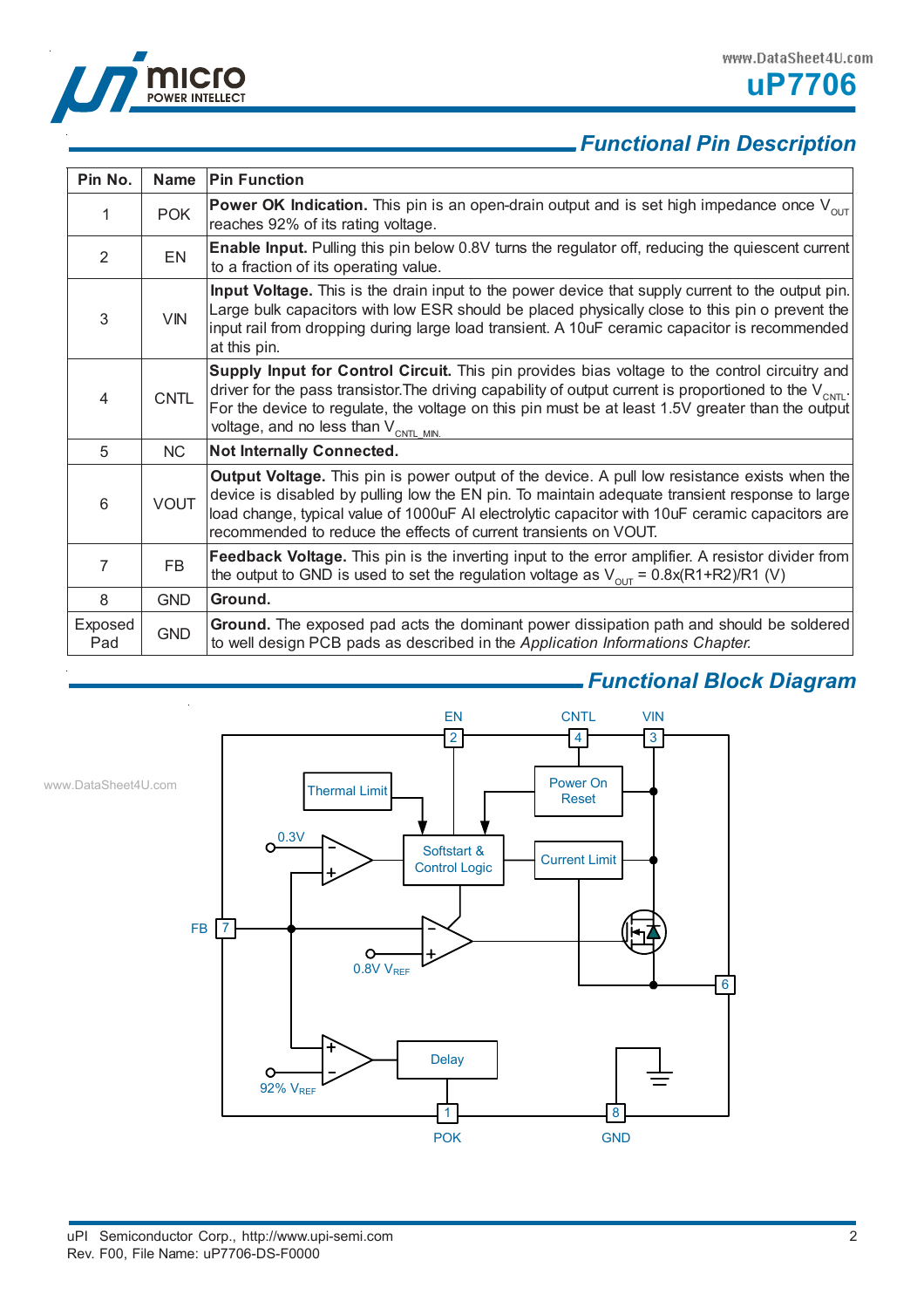## Functional Pin Description

| Pin No. | Name | Pin Function |
|---|---|---|
| 1 | POK | **Power OK Indication.** This pin is an open-drain output and is set high impedance once $V_{OUT}$ reaches 92% of its rating voltage. |
| 2 | EN | **Enable Input.** Pulling this pin below 0.8V turns the regulator off, reducing the quiescent current to a fraction of its operating value. |
| 3 | VIN | **Input Voltage.** This is the drain input to the power device that supply current to the output pin. Large bulk capacitors with low ESR should be placed physically close to this pin o prevent the input rail from dropping during large load transient. A 10uF ceramic capacitor is recommended at this pin. |
| 4 | CNTL | **Supply Input for Control Circuit.** This pin provides bias voltage to the control circuitry and driver for the pass transistor.The driving capability of output current is proportioned to the $V_{CNTL}$. For the device to regulate, the voltage on this pin must be at least 1.5V greater than the output voltage, and no less than $V_{CNTL\_MIN}$. |
| 5 | NC | **Not Internally Connected.** |
| 6 | VOUT | **Output Voltage.** This pin is power output of the device. A pull low resistance exists when the device is disabled by pulling low the EN pin. To maintain adequate transient response to large load change, typical value of 1000uF Al electrolytic capacitor with 10uF ceramic capacitors are recommended to reduce the effects of current transients on VOUT. |
| 7 | FB | **Feedback Voltage.** This pin is the inverting input to the error amplifier. A resistor divider from the output to GND is used to set the regulation voltage as $V_{OUT}$ = 0.8x(R1+R2)/R1 (V) |
| 8 | GND | **Ground.** |
| Exposed Pad | GND | **Ground.** The exposed pad acts the dominant power dissipation path and should be soldered to well design PCB pads as described in the *Application Informations Chapter.* |

## Functional Block Diagram

EN 2, CNTL 4, VIN 3, Thermal Limit, Power On Reset, Softstart & Control Logic, Current Limit, 0.3V, FB 7, 0.8V $V_{REF}$, 6, 92% $V_{REF}$, Delay, POK 1, GND 8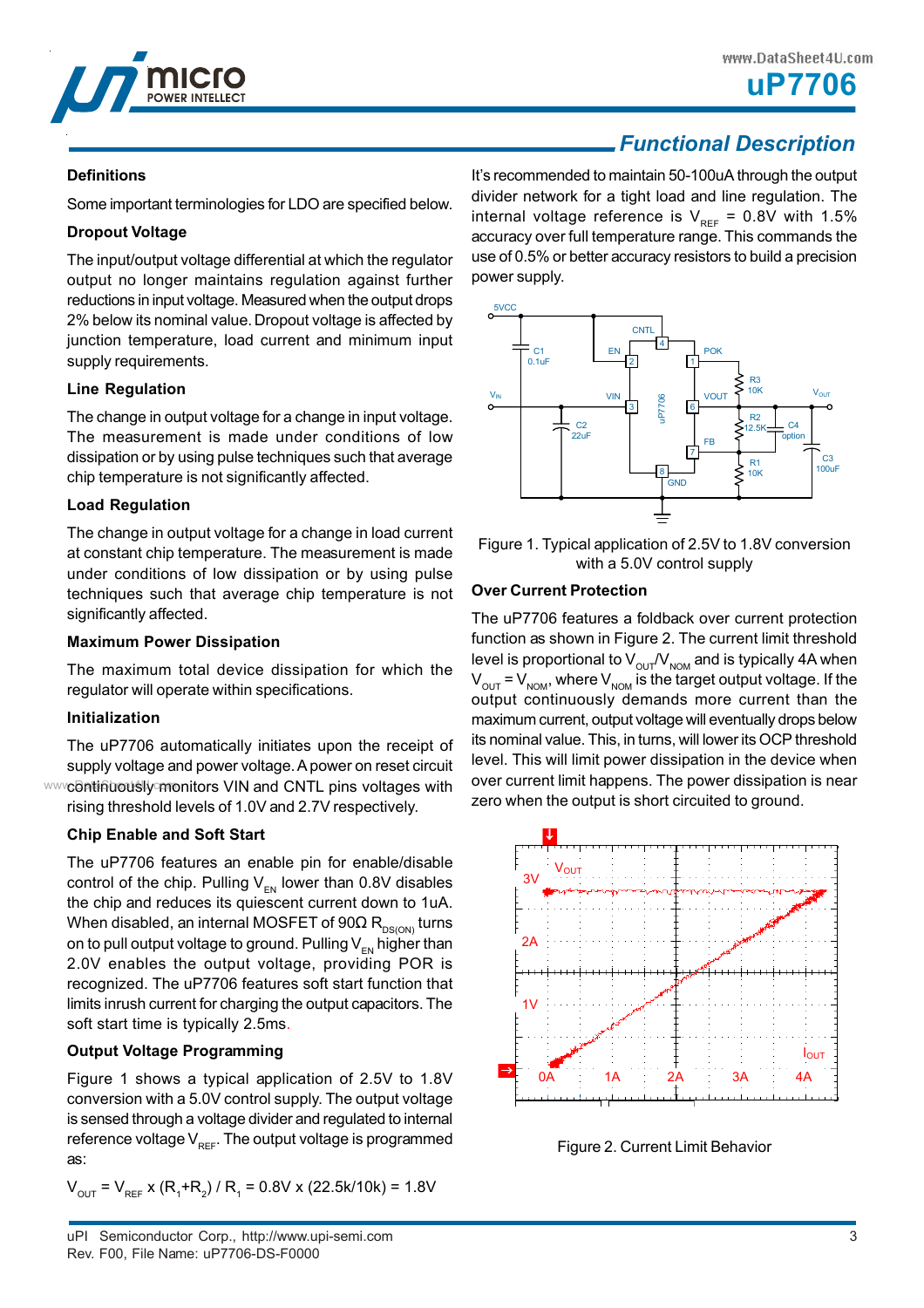## Functional Description

### Definitions

Some important terminologies for LDO are specified below.

### Dropout Voltage

The input/output voltage differential at which the regulator output no longer maintains regulation against further reductions in input voltage. Measured when the output drops 2% below its nominal value. Dropout voltage is affected by junction temperature, load current and minimum input supply requirements.

### Line Regulation

The change in output voltage for a change in input voltage. The measurement is made under conditions of low dissipation or by using pulse techniques such that average chip temperature is not significantly affected.

### Load Regulation

The change in output voltage for a change in load current at constant chip temperature. The measurement is made under conditions of low dissipation or by using pulse techniques such that average chip temperature is not significantly affected.

### Maximum Power Dissipation

The maximum total device dissipation for which the regulator will operate within specifications.

### Initialization

The uP7706 automatically initiates upon the receipt of supply voltage and power voltage. A power on reset circuit continuously monitors VIN and CNTL pins voltages with rising threshold levels of 1.0V and 2.7V respectively.

### Chip Enable and Soft Start

The uP7706 features an enable pin for enable/disable control of the chip. Pulling $V_{EN}$ lower than 0.8V disables the chip and reduces its quiescent current down to 1uA. When disabled, an internal MOSFET of 90Ω $R_{DS(ON)}$ turns on to pull output voltage to ground. Pulling $V_{EN}$ higher than 2.0V enables the output voltage, providing POR is recognized. The uP7706 features soft start function that limits inrush current for charging the output capacitors. The soft start time is typically 2.5ms.

### Output Voltage Programming

Figure 1 shows a typical application of 2.5V to 1.8V conversion with a 5.0V control supply. The output voltage is sensed through a voltage divider and regulated to internal reference voltage $V_{REF}$. The output voltage is programmed as:

$$V_{OUT} = V_{REF} \times (R_1+R_2) / R_1 = 0.8V \times (22.5k/10k) = 1.8V$$

It's recommended to maintain 50-100uA through the output divider network for a tight load and line regulation. The internal voltage reference is $V_{REF}$ = 0.8V with 1.5% accuracy over full temperature range. This commands the use of 0.5% or better accuracy resistors to build a precision power supply.

Figure 1. Typical application of 2.5V to 1.8V conversion with a 5.0V control supply

### Over Current Protection

The uP7706 features a foldback over current protection function as shown in Figure 2. The current limit threshold level is proportional to $V_{OUT}/V_{NOM}$ and is typically 4A when $V_{OUT} = V_{NOM}$, where $V_{NOM}$ is the target output voltage. If the output continuously demands more current than the maximum current, output voltage will eventually drops below its nominal value. This, in turns, will lower its OCP threshold level. This will limit power dissipation in the device when over current limit happens. The power dissipation is near zero when the output is short circuited to ground.

Figure 2. Current Limit Behavior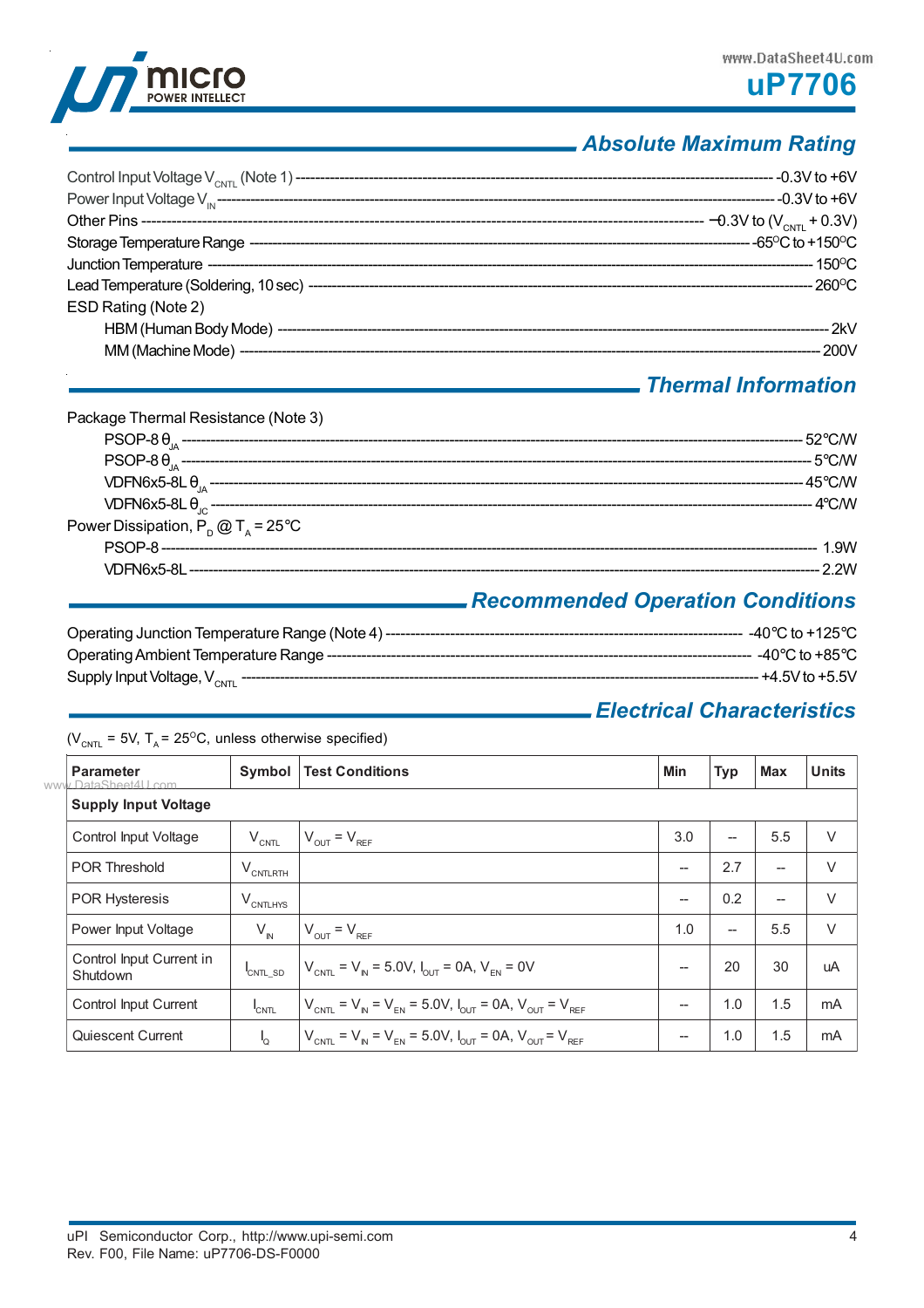## Absolute Maximum Rating

Control Input Voltage $V_{CNTL}$ (Note 1) ------------------------------------------------ -0.3V to +6V
Power Input Voltage $V_{IN}$ ------------------------------------------------ -0.3V to +6V
Other Pins ------------------------------------------------ −0.3V to ($V_{CNTL}$ + 0.3V)
Storage Temperature Range ------------------------------------------------ -65°C to +150°C
Junction Temperature ------------------------------------------------ 150°C
Lead Temperature (Soldering, 10 sec) ------------------------------------------------ 260°C
ESD Rating (Note 2)
- HBM (Human Body Mode) ------------------------------------------------ 2kV
- MM (Machine Mode) ------------------------------------------------ 200V

## Thermal Information

Package Thermal Resistance (Note 3)
- PSOP-8 $\theta_{JA}$ ------------------------------------------------ 52°C/W
- PSOP-8 $\theta_{JA}$ ------------------------------------------------ 5°C/W
- VDFN6x5-8L $\theta_{JA}$ ------------------------------------------------ 45°C/W
- VDFN6x5-8L $\theta_{JC}$ ------------------------------------------------ 4°C/W

Power Dissipation, $P_D$ @ $T_A$ = 25°C
- PSOP-8 ------------------------------------------------ 1.9W
- VDFN6x5-8L ------------------------------------------------ 2.2W

## Recommended Operation Conditions

Operating Junction Temperature Range (Note 4) ------------------------------------------------ -40°C to +125°C
Operating Ambient Temperature Range ------------------------------------------------ -40°C to +85°C
Supply Input Voltage, $V_{CNTL}$ ------------------------------------------------ +4.5V to +5.5V

## Electrical Characteristics

($V_{CNTL}$ = 5V, $T_A$ = 25°C, unless otherwise specified)

| Parameter | Symbol | Test Conditions | Min | Typ | Max | Units |
|---|---|---|---|---|---|---|
| **Supply Input Voltage** | | | | | | |
| Control Input Voltage | $V_{CNTL}$ | $V_{OUT} = V_{REF}$ | 3.0 | -- | 5.5 | V |
| POR Threshold | $V_{CNTLRTH}$ | | -- | 2.7 | -- | V |
| POR Hysteresis | $V_{CNTLHYS}$ | | -- | 0.2 | -- | V |
| Power Input Voltage | $V_{IN}$ | $V_{OUT} = V_{REF}$ | 1.0 | -- | 5.5 | V |
| Control Input Current in Shutdown | $I_{CNTL\_SD}$ | $V_{CNTL} = V_{IN} = 5.0V$, $I_{OUT} = 0A$, $V_{EN} = 0V$ | -- | 20 | 30 | uA |
| Control Input Current | $I_{CNTL}$ | $V_{CNTL} = V_{IN} = V_{EN} = 5.0V$, $I_{OUT} = 0A$, $V_{OUT} = V_{REF}$ | -- | 1.0 | 1.5 | mA |
| Quiescent Current | $I_Q$ | $V_{CNTL} = V_{IN} = V_{EN} = 5.0V$, $I_{OUT} = 0A$, $V_{OUT} = V_{REF}$ | -- | 1.0 | 1.5 | mA |

uPI Semiconductor Corp., http://www.upi-semi.com
Rev. F00, File Name: uP7706-DS-F0000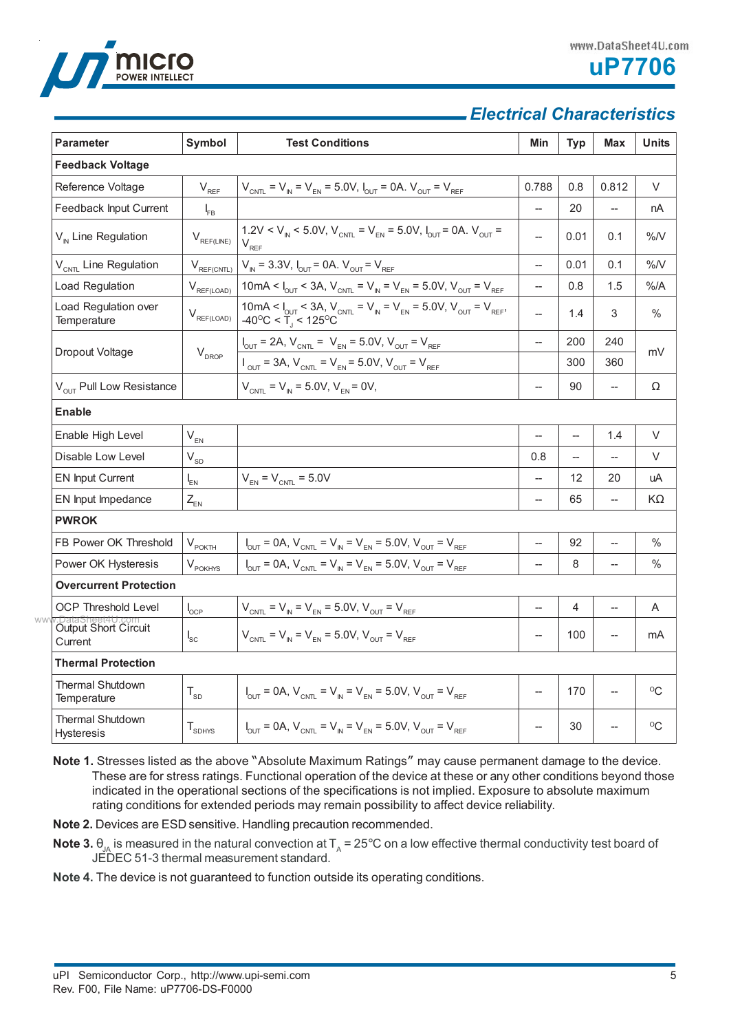## Electrical Characteristics

| Parameter | Symbol | Test Conditions | Min | Typ | Max | Units |
|---|---|---|---|---|---|---|
| **Feedback Voltage** | | | | | | |
| Reference Voltage | $V_{REF}$ | $V_{CNTL} = V_{IN} = V_{EN} = 5.0V$, $I_{OUT} = 0A$. $V_{OUT} = V_{REF}$ | 0.788 | 0.8 | 0.812 | V |
| Feedback Input Current | $I_{FB}$ | | -- | 20 | -- | nA |
| $V_{IN}$ Line Regulation | $V_{REF(LINE)}$ | $1.2V < V_{IN} < 5.0V$, $V_{CNTL} = V_{EN} = 5.0V$, $I_{OUT} = 0A$. $V_{OUT} = V_{REF}$ | -- | 0.01 | 0.1 | %/V |
| $V_{CNTL}$ Line Regulation | $V_{REF(CNTL)}$ | $V_{IN} = 3.3V$, $I_{OUT} = 0A$. $V_{OUT} = V_{REF}$ | -- | 0.01 | 0.1 | %/V |
| Load Regulation | $V_{REF(LOAD)}$ | $10mA < I_{OUT} < 3A$, $V_{CNTL} = V_{IN} = V_{EN} = 5.0V$, $V_{OUT} = V_{REF}$ | -- | 0.8 | 1.5 | %/A |
| Load Regulation over Temperature | $V_{REF(LOAD)}$ | $10mA < I_{OUT} < 3A$, $V_{CNTL} = V_{IN} = V_{EN} = 5.0V$, $V_{OUT} = V_{REF}$, $-40^oC < T_J < 125^oC$ | -- | 1.4 | 3 | % |
| Dropout Voltage | $V_{DROP}$ | $I_{OUT} = 2A$, $V_{CNTL} = V_{EN} = 5.0V$, $V_{OUT} = V_{REF}$ | -- | 200 | 240 | mV |
| | | $I_{OUT} = 3A$, $V_{CNTL} = V_{EN} = 5.0V$, $V_{OUT} = V_{REF}$ | | 300 | 360 | |
| $V_{OUT}$ Pull Low Resistance | | $V_{CNTL} = V_{IN} = 5.0V$, $V_{EN} = 0V$, | -- | 90 | -- | Ω |
| **Enable** | | | | | | |
| Enable High Level | $V_{EN}$ | | -- | -- | 1.4 | V |
| Disable Low Level | $V_{SD}$ | | 0.8 | -- | -- | V |
| EN Input Current | $I_{EN}$ | $V_{EN} = V_{CNTL} = 5.0V$ | -- | 12 | 20 | uA |
| EN Input Impedance | $Z_{EN}$ | | -- | 65 | -- | KΩ |
| **PWROK** | | | | | | |
| FB Power OK Threshold | $V_{POKTH}$ | $I_{OUT} = 0A$, $V_{CNTL} = V_{IN} = V_{EN} = 5.0V$, $V_{OUT} = V_{REF}$ | -- | 92 | -- | % |
| Power OK Hysteresis | $V_{POKHYS}$ | $I_{OUT} = 0A$, $V_{CNTL} = V_{IN} = V_{EN} = 5.0V$, $V_{OUT} = V_{REF}$ | -- | 8 | -- | % |
| **Overcurrent Protection** | | | | | | |
| OCP Threshold Level | $I_{OCP}$ | $V_{CNTL} = V_{IN} = V_{EN} = 5.0V$, $V_{OUT} = V_{REF}$ | -- | 4 | -- | A |
| Output Short Circuit Current | $I_{SC}$ | $V_{CNTL} = V_{IN} = V_{EN} = 5.0V$, $V_{OUT} = V_{REF}$ | -- | 100 | -- | mA |
| **Thermal Protection** | | | | | | |
| Thermal Shutdown Temperature | $T_{SD}$ | $I_{OUT} = 0A$, $V_{CNTL} = V_{IN} = V_{EN} = 5.0V$, $V_{OUT} = V_{REF}$ | -- | 170 | -- | $^oC$ |
| Thermal Shutdown Hysteresis | $T_{SDHYS}$ | $I_{OUT} = 0A$, $V_{CNTL} = V_{IN} = V_{EN} = 5.0V$, $V_{OUT} = V_{REF}$ | -- | 30 | -- | $^oC$ |

**Note 1.** Stresses listed as the above "Absolute Maximum Ratings" may cause permanent damage to the device. These are for stress ratings. Functional operation of the device at these or any other conditions beyond those indicated in the operational sections of the specifications is not implied. Exposure to absolute maximum rating conditions for extended periods may remain possibility to affect device reliability.

**Note 2.** Devices are ESD sensitive. Handling precaution recommended.

**Note 3.** $\theta_{JA}$ is measured in the natural convection at $T_A = 25°C$ on a low effective thermal conductivity test board of JEDEC 51-3 thermal measurement standard.

**Note 4.** The device is not guaranteed to function outside its operating conditions.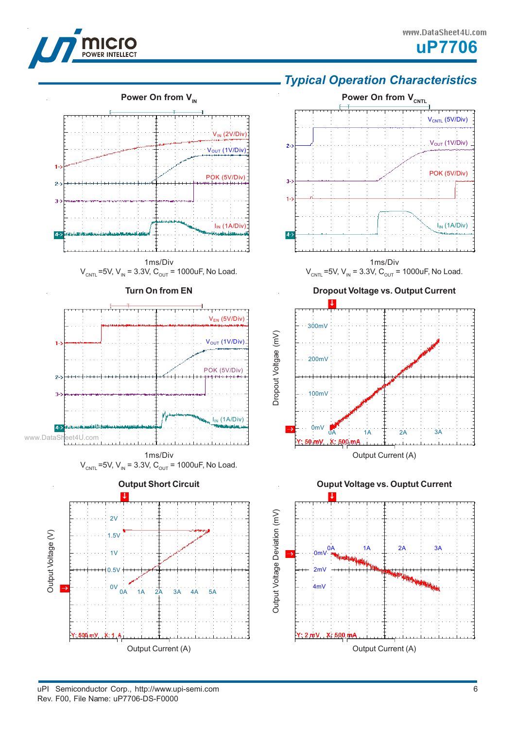## Typical Operation Characteristics

**Power On from $V_{IN}$**

$V_{IN}$ (2V/Div)
$V_{OUT}$ (1V/Div)
POK (5V/Div)
$I_{IN}$ (1A/Div)

1ms/Div

$V_{CNTL}$ =5V, $V_{IN}$ = 3.3V, $C_{OUT}$ = 1000uF, No Load.

**Power On from $V_{CNTL}$**

$V_{CNTL}$ (5V/Div)
$V_{OUT}$ (1V/Div)
POK (5V/Div)
$I_{IN}$ (1A/Div)

1ms/Div

$V_{CNTL}$ =5V, $V_{IN}$ = 3.3V, $C_{OUT}$ = 1000uF, No Load.

**Turn On from EN**

$V_{EN}$ (5V/Div)
$V_{OUT}$ (1V/Div)
POK (5V/Div)
$I_{IN}$ (1A/Div)

1ms/Div

$V_{CNTL}$ =5V, $V_{IN}$ = 3.3V, $C_{OUT}$ = 1000uF, No Load.

**Dropout Voltage vs. Output Current**

Dropout Voltage (mV)

Y: 50 mV X: 500 mA

Output Current (A)

**Output Short Circuit**

Output Voltage (V)

Y: 500 mV X: 1 A

Output Current (A)

**Ouput Voltage vs. Ouptut Current**

Output Voltage Deviation (mV)

Y: 2 mV X: 500 mA

Output Current (A)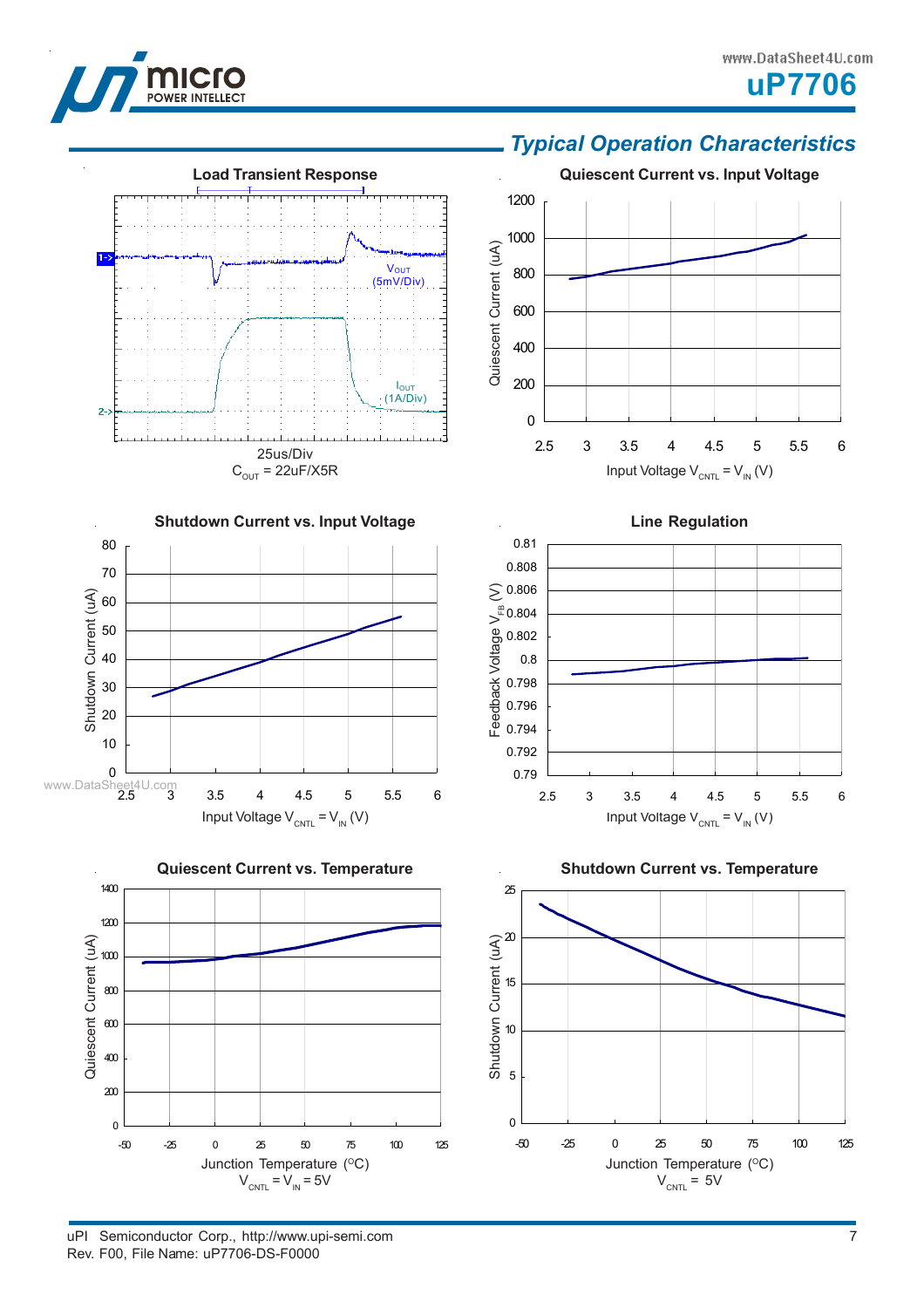## Typical Operation Characteristics

**Load Transient Response**

$V_{OUT}$ (5mV/Div)

$I_{OUT}$ (1A/Div)

25us/Div

$C_{OUT}$ = 22uF/X5R

**Quiescent Current vs. Input Voltage**

Quiescent Current (uA)

Input Voltage $V_{CNTL} = V_{IN}$ (V)

**Shutdown Current vs. Input Voltage**

Shutdown Current (uA)

Input Voltage $V_{CNTL} = V_{IN}$ (V)

**Line Regulation**

Feedback Voltage $V_{FB}$ (V)

Input Voltage $V_{CNTL} = V_{IN}$ (V)

**Quiescent Current vs. Temperature**

Quiescent Current (uA)

Junction Temperature (°C)

$V_{CNTL} = V_{IN}$ = 5V

**Shutdown Current vs. Temperature**

Shutdown Current (uA)

Junction Temperature (°C)

$V_{CNTL}$ = 5V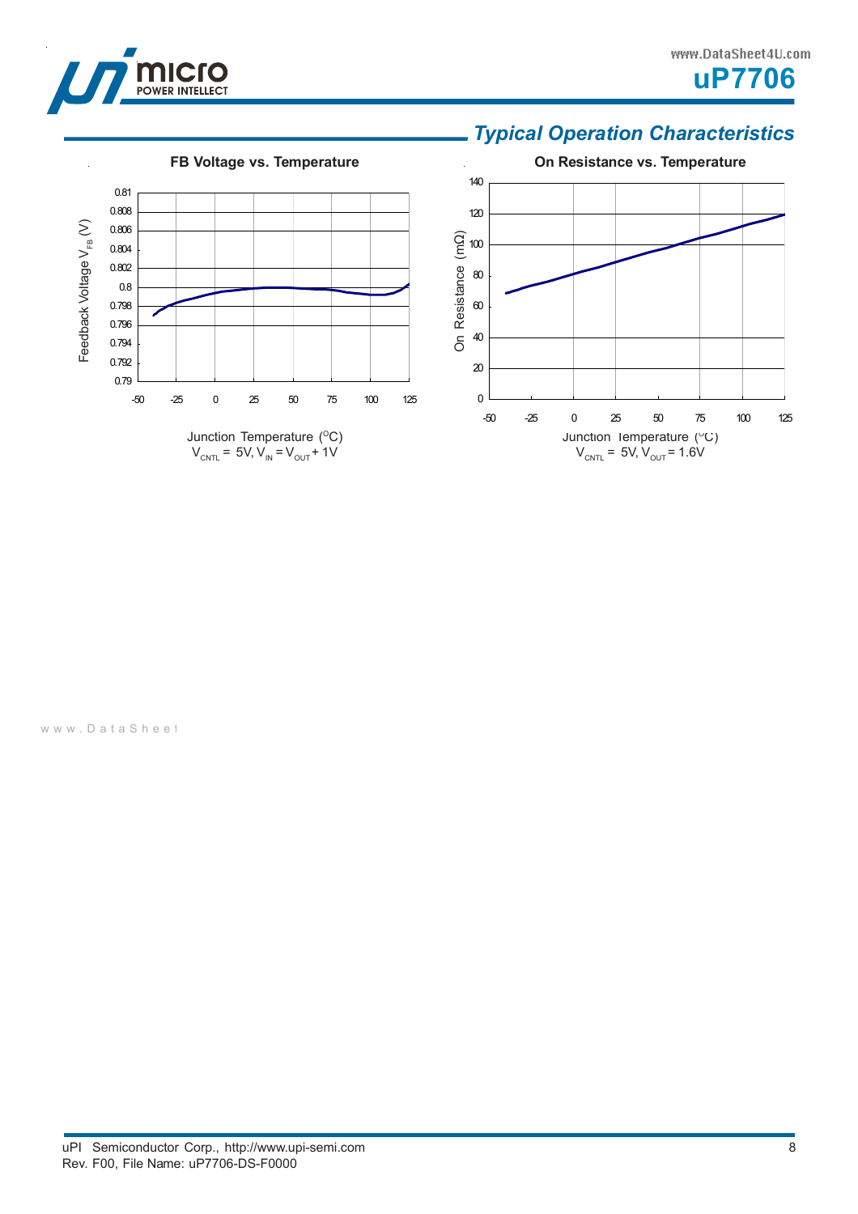## Typical Operation Characteristics

**FB Voltage vs. Temperature**

Feedback Voltage $V_{FB}$ (V)

0.81, 0.808, 0.806, 0.804, 0.802, 0.8, 0.798, 0.796, 0.794, 0.792, 0.79

-50, -25, 0, 25, 50, 75, 100, 125

Junction Temperature ($^{O}$C)
$V_{CNTL}$ = 5V, $V_{IN}$ = $V_{OUT}$ + 1V

**On Resistance vs. Temperature**

On Resistance (mΩ)

140, 120, 100, 80, 60, 40, 20, 0

-50, -25, 0, 25, 50, 75, 100, 125

Junction Temperature ($^{O}$C)
$V_{CNTL}$ = 5V, $V_{OUT}$ = 1.6V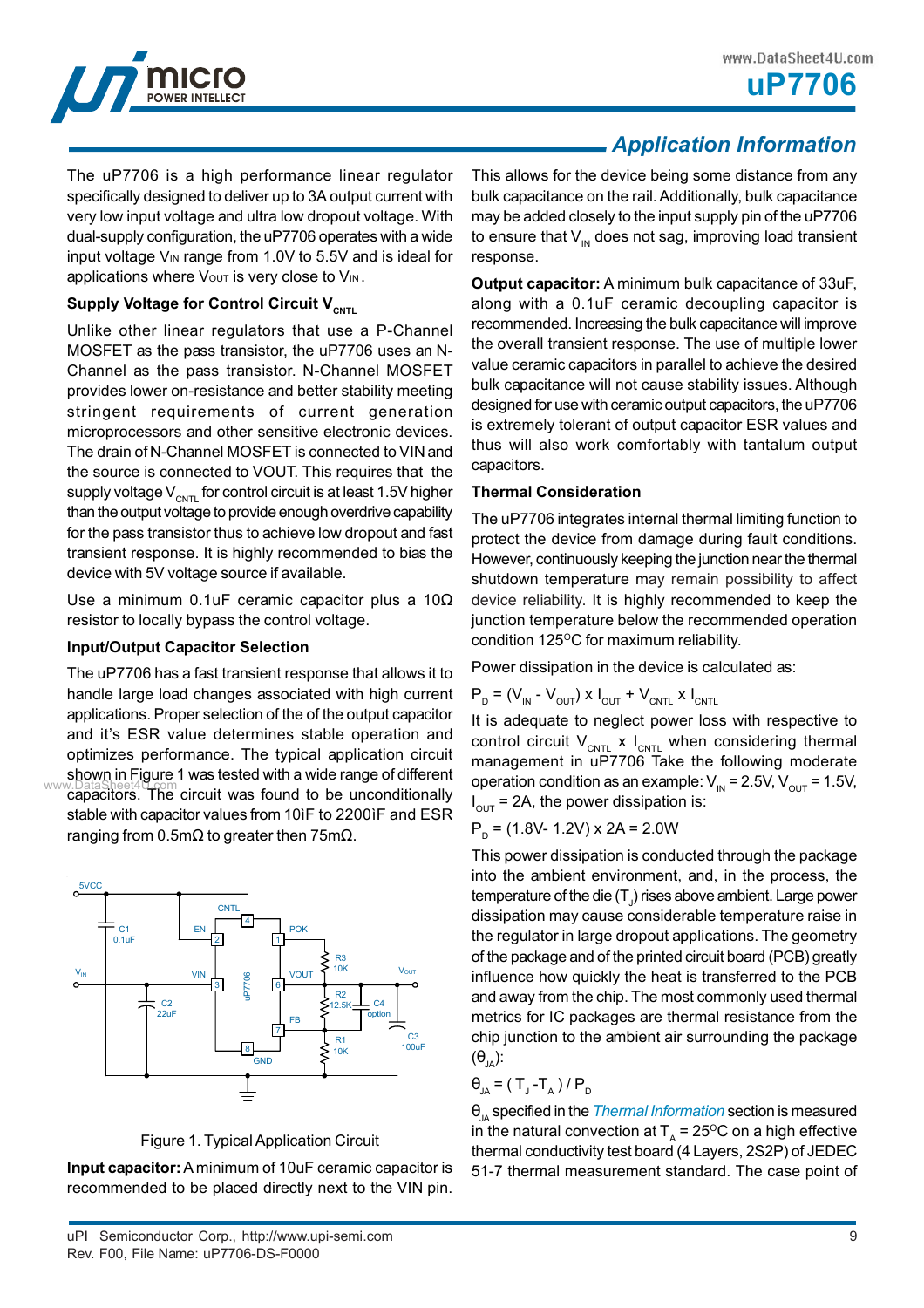## Application Information

The uP7706 is a high performance linear regulator specifically designed to deliver up to 3A output current with very low input voltage and ultra low dropout voltage. With dual-supply configuration, the uP7706 operates with a wide input voltage $V_{IN}$ range from 1.0V to 5.5V and is ideal for applications where $V_{OUT}$ is very close to $V_{IN}$.

### Supply Voltage for Control Circuit $V_{CNTL}$

Unlike other linear regulators that use a P-Channel MOSFET as the pass transistor, the uP7706 uses an N-Channel as the pass transistor. N-Channel MOSFET provides lower on-resistance and better stability meeting stringent requirements of current generation microprocessors and other sensitive electronic devices. The drain of N-Channel MOSFET is connected to VIN and the source is connected to VOUT. This requires that the supply voltage $V_{CNTL}$ for control circuit is at least 1.5V higher than the output voltage to provide enough overdrive capability for the pass transistor thus to achieve low dropout and fast transient response. It is highly recommended to bias the device with 5V voltage source if available.

Use a minimum 0.1uF ceramic capacitor plus a 10Ω resistor to locally bypass the control voltage.

### Input/Output Capacitor Selection

The uP7706 has a fast transient response that allows it to handle large load changes associated with high current applications. Proper selection of the of the output capacitor and it's ESR value determines stable operation and optimizes performance. The typical application circuit shown in Figure 1 was tested with a wide range of different capacitors. The circuit was found to be unconditionally stable with capacitor values from 10ìF to 2200ìF and ESR ranging from 0.5mΩ to greater then 75mΩ.

Figure 1. Typical Application Circuit

**Input capacitor:** A minimum of 10uF ceramic capacitor is recommended to be placed directly next to the VIN pin. This allows for the device being some distance from any bulk capacitance on the rail. Additionally, bulk capacitance may be added closely to the input supply pin of the uP7706 to ensure that $V_{IN}$ does not sag, improving load transient response.

**Output capacitor:** A minimum bulk capacitance of 33uF, along with a 0.1uF ceramic decoupling capacitor is recommended. Increasing the bulk capacitance will improve the overall transient response. The use of multiple lower value ceramic capacitors in parallel to achieve the desired bulk capacitance will not cause stability issues. Although designed for use with ceramic output capacitors, the uP7706 is extremely tolerant of output capacitor ESR values and thus will also work comfortably with tantalum output capacitors.

### Thermal Consideration

The uP7706 integrates internal thermal limiting function to protect the device from damage during fault conditions. However, continuously keeping the junction near the thermal shutdown temperature may remain possibility to affect device reliability. It is highly recommended to keep the junction temperature below the recommended operation condition 125°C for maximum reliability.

Power dissipation in the device is calculated as:

$$P_D = (V_{IN} - V_{OUT}) \times I_{OUT} + V_{CNTL} \times I_{CNTL}$$

It is adequate to neglect power loss with respective to control circuit $V_{CNTL} \times I_{CNTL}$ when considering thermal management in uP7706 Take the following moderate operation condition as an example: $V_{IN}$ = 2.5V, $V_{OUT}$ = 1.5V, $I_{OUT}$ = 2A, the power dissipation is:

$$P_D = (1.8V - 1.2V) \times 2A = 2.0W$$

This power dissipation is conducted through the package into the ambient environment, and, in the process, the temperature of the die ($T_J$) rises above ambient. Large power dissipation may cause considerable temperature raise in the regulator in large dropout applications. The geometry of the package and of the printed circuit board (PCB) greatly influence how quickly the heat is transferred to the PCB and away from the chip. The most commonly used thermal metrics for IC packages are thermal resistance from the chip junction to the ambient air surrounding the package ($\theta_{JA}$):

$$\theta_{JA} = (T_J - T_A) / P_D$$

$\theta_{JA}$ specified in the *Thermal Information* section is measured in the natural convection at $T_A$ = 25°C on a high effective thermal conductivity test board (4 Layers, 2S2P) of JEDEC 51-7 thermal measurement standard. The case point of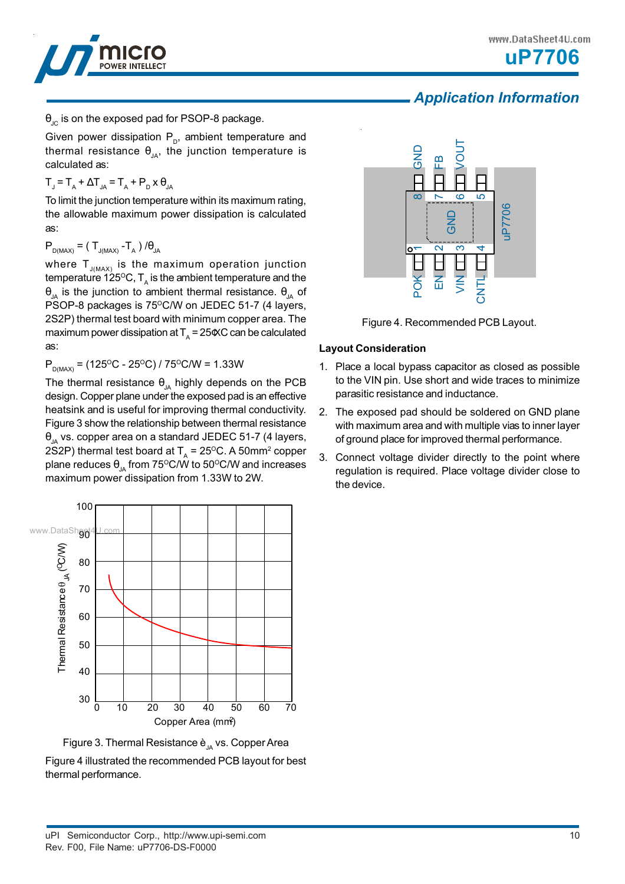## Application Information

$\theta_{JC}$ is on the exposed pad for PSOP-8 package.

Given power dissipation $P_D$, ambient temperature and thermal resistance $\theta_{JA}$, the junction temperature is calculated as:

$$T_J = T_A + \Delta T_{JA} = T_A + P_D \times \theta_{JA}$$

To limit the junction temperature within its maximum rating, the allowable maximum power dissipation is calculated as:

$$P_{D(MAX)} = ( T_{J(MAX)} - T_A ) / \theta_{JA}$$

where $T_{J(MAX)}$ is the maximum operation junction temperature 125°C, $T_A$ is the ambient temperature and the $\theta_{JA}$ is the junction to ambient thermal resistance. $\theta_{JA}$ of PSOP-8 packages is 75°C/W on JEDEC 51-7 (4 layers, 2S2P) thermal test board with minimum copper area. The maximum power dissipation at $T_A$ = 25¢XC can be calculated as:

$$P_{D(MAX)} = (125^oC - 25^oC) / 75^oC/W = 1.33W$$

The thermal resistance $\theta_{JA}$ highly depends on the PCB design. Copper plane under the exposed pad is an effective heatsink and is useful for improving thermal conductivity. Figure 3 show the relationship between thermal resistance $\theta_{JA}$ vs. copper area on a standard JEDEC 51-7 (4 layers, 2S2P) thermal test board at $T_A$ = 25°C. A 50mm² copper plane reduces $\theta_{JA}$ from 75°C/W to 50°C/W and increases maximum power dissipation from 1.33W to 2W.

Figure 3. Thermal Resistance è$_{JA}$ vs. Copper Area

Figure 4 illustrated the recommended PCB layout for best thermal performance.

Figure 4. Recommended PCB Layout.

### Layout Consideration

1. Place a local bypass capacitor as closed as possible to the VIN pin. Use short and wide traces to minimize parasitic resistance and inductance.
2. The exposed pad should be soldered on GND plane with maximum area and with multiple vias to inner layer of ground place for improved thermal performance.
3. Connect voltage divider directly to the point where regulation is required. Place voltage divider close to the device.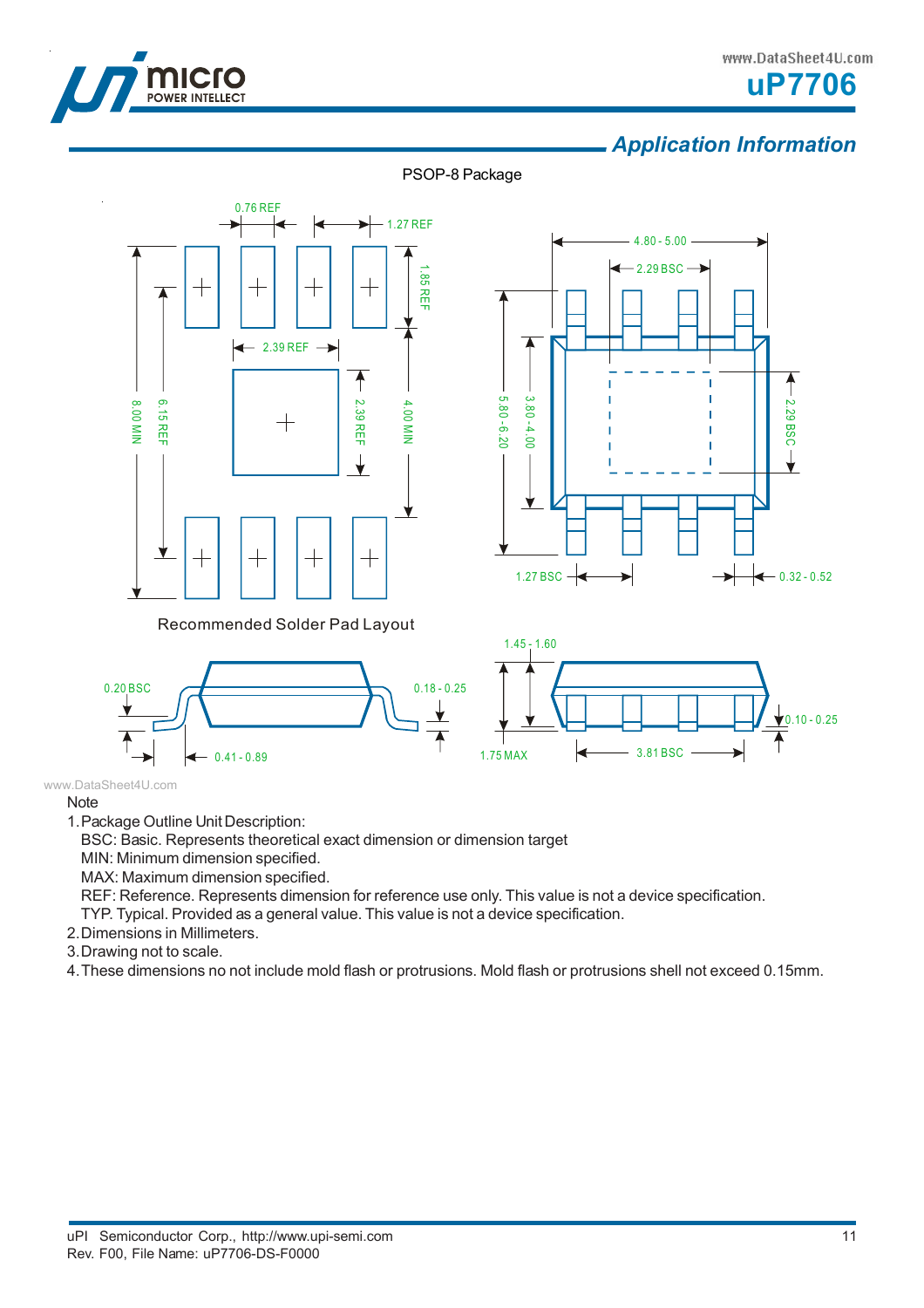## Application Information

PSOP-8 Package

0.76 REF

1.27 REF

1.85 REF

2.39 REF

8.00 MIN

6.15 REF

2.39 REF

4.00 MIN

4.80 - 5.00

2.29 BSC

5.80 - 6.20

3.80 - 4.00

2.29 BSC

1.27 BSC

0.32 - 0.52

Recommended Solder Pad Layout

0.20 BSC

0.18 - 0.25

0.41 - 0.89

1.45 - 1.60

1.75 MAX

3.81 BSC

0.10 - 0.25

Note

1. Package Outline Unit Description:
   BSC: Basic. Represents theoretical exact dimension or dimension target
   MIN: Minimum dimension specified.
   MAX: Maximum dimension specified.
   REF: Reference. Represents dimension for reference use only. This value is not a device specification.
   TYP. Typical. Provided as a general value. This value is not a device specification.
2. Dimensions in Millimeters.
3. Drawing not to scale.
4. These dimensions no not include mold flash or protrusions. Mold flash or protrusions shell not exceed 0.15mm.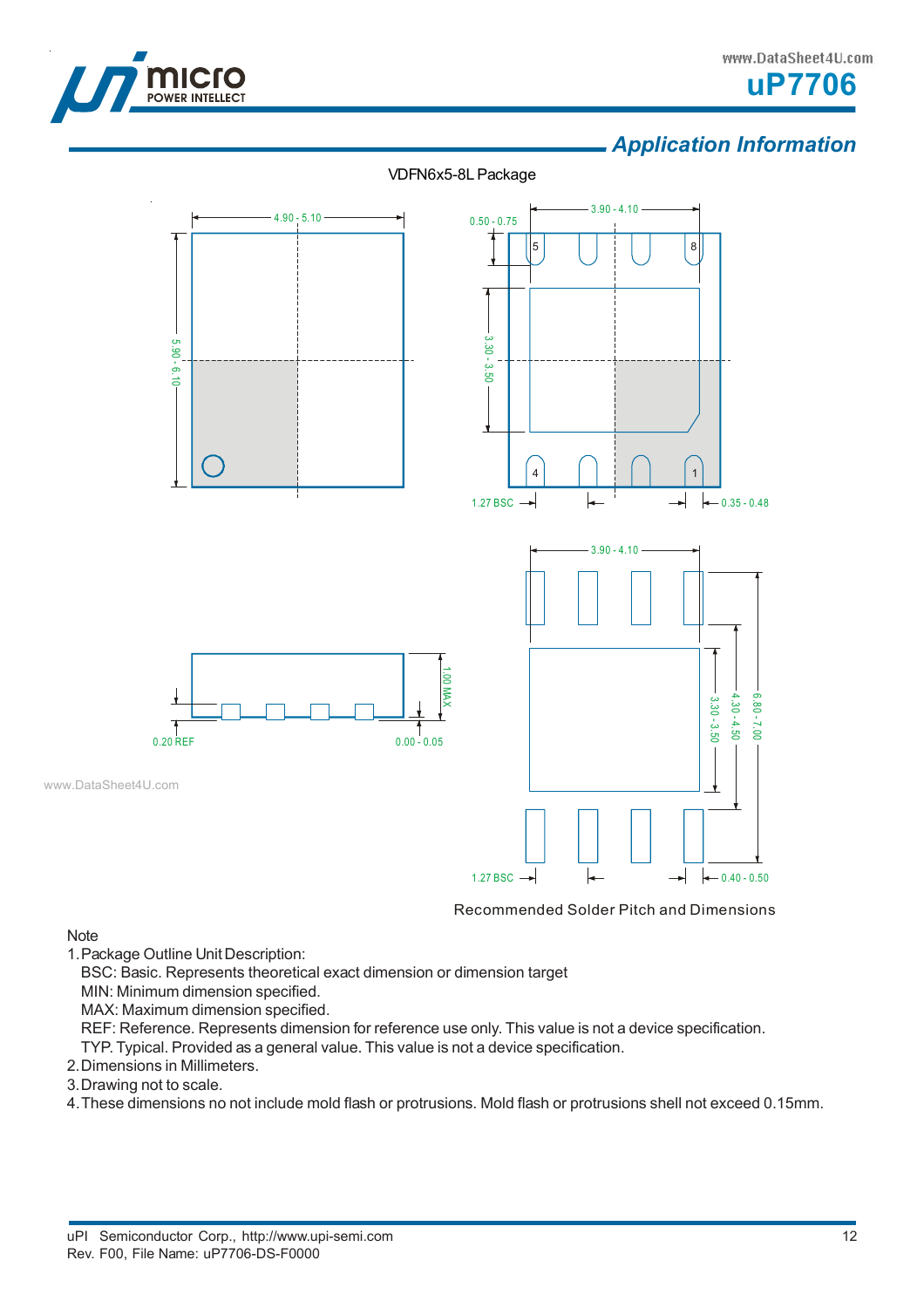## Application Information

VDFN6x5-8L Package

4.90 - 5.10

5.90 - 6.10

3.90 - 4.10

0.50 - 0.75

5

8

3.30 - 3.50

4

1

1.27 BSC

0.35 - 0.48

1.00 MAX

0.20 REF

0.00 - 0.05

3.90 - 4.10

3.30 - 3.50

4.30 - 4.50

6.80 - 7.00

1.27 BSC

0.40 - 0.50

Recommended Solder Pitch and Dimensions

Note

1. Package Outline Unit Description:
   BSC: Basic. Represents theoretical exact dimension or dimension target
   MIN: Minimum dimension specified.
   MAX: Maximum dimension specified.
   REF: Reference. Represents dimension for reference use only. This value is not a device specification.
   TYP. Typical. Provided as a general value. This value is not a device specification.
2. Dimensions in Millimeters.
3. Drawing not to scale.
4. These dimensions no not include mold flash or protrusions. Mold flash or protrusions shell not exceed 0.15mm.

uPI Semiconductor Corp., http://www.upi-semi.com
Rev. F00, File Name: uP7706-DS-F0000